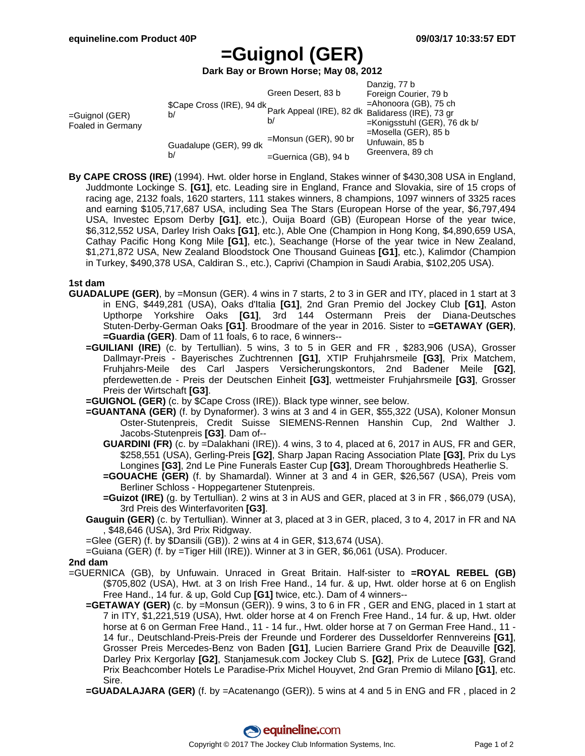# =Guignol (GER)

**Dark Bay or Brown Horse; May 08, 2012**

| | | | |
|---|---|---|---|
| =Guignol (GER) Foaled in Germany | $Cape Cross (IRE), 94 dk b/ | Green Desert, 83 b | Danzig, 77 b |
| | | | Foreign Courier, 79 b |
| | | Park Appeal (IRE), 82 dk b/ | =Ahonoora (GB), 75 ch |
| | | | Balidaress (IRE), 73 gr |
| | Guadalupe (GER), 99 dk b/ | =Monsun (GER), 90 br | =Konigsstuhl (GER), 76 dk b/ |
| | | | =Mosella (GER), 85 b |
| | | =Guernica (GB), 94 b | Unfuwain, 85 b |
| | | | Greenvera, 89 ch |

**By CAPE CROSS (IRE)** (1994). Hwt. older horse in England, Stakes winner of $430,308 USA in England, Juddmonte Lockinge S. **[G1]**, etc. Leading sire in England, France and Slovakia, sire of 15 crops of racing age, 2132 foals, 1620 starters, 111 stakes winners, 8 champions, 1097 winners of 3325 races and earning $105,717,687 USA, including Sea The Stars (European Horse of the year, $6,797,494 USA, Investec Epsom Derby **[G1]**, etc.), Ouija Board (GB) (European Horse of the year twice, $6,312,552 USA, Darley Irish Oaks **[G1]**, etc.), Able One (Champion in Hong Kong, $4,890,659 USA, Cathay Pacific Hong Kong Mile **[G1]**, etc.), Seachange (Horse of the year twice in New Zealand, $1,271,872 USA, New Zealand Bloodstock One Thousand Guineas **[G1]**, etc.), Kalimdor (Champion in Turkey, $490,378 USA, Caldiran S., etc.), Caprivi (Champion in Saudi Arabia, $102,205 USA).

**1st dam**

**GUADALUPE (GER)**, by =Monsun (GER). 4 wins in 7 starts, 2 to 3 in GER and ITY, placed in 1 start at 3 in ENG, $449,281 (USA), Oaks d'Italia **[G1]**, 2nd Gran Premio del Jockey Club **[G1]**, Aston Upthorpe Yorkshire Oaks **[G1]**, 3rd 144 Ostermann Preis der Diana-Deutsches Stuten-Derby-German Oaks **[G1]**. Broodmare of the year in 2016. Sister to **=GETAWAY (GER)**, **=Guardia (GER)**. Dam of 11 foals, 6 to race, 6 winners--

- **=GUILIANI (IRE)** (c. by Tertullian). 5 wins, 3 to 5 in GER and FR , $283,906 (USA), Grosser Dallmayr-Preis - Bayerisches Zuchtrennen **[G1]**, XTIP Fruhjahrsmeile **[G3]**, Prix Matchem, Fruhjahrs-Meile des Carl Jaspers Versicherungskontors, 2nd Badener Meile **[G2]**, pferdewetten.de - Preis der Deutschen Einheit **[G3]**, wettmeister Fruhjahrsmeile **[G3]**, Grosser Preis der Wirtschaft **[G3]**.
- **=GUIGNOL (GER)** (c. by $Cape Cross (IRE)). Black type winner, see below.
- **=GUANTANA (GER)** (f. by Dynaformer). 3 wins at 3 and 4 in GER, $55,322 (USA), Koloner Monsun Oster-Stutenpreis, Credit Suisse SIEMENS-Rennen Hanshin Cup, 2nd Walther J. Jacobs-Stutenpreis **[G3]**. Dam of--
  - **GUARDINI (FR)** (c. by =Dalakhani (IRE)). 4 wins, 3 to 4, placed at 6, 2017 in AUS, FR and GER, $258,551 (USA), Gerling-Preis **[G2]**, Sharp Japan Racing Association Plate **[G3]**, Prix du Lys Longines **[G3]**, 2nd Le Pine Funerals Easter Cup **[G3]**, Dream Thoroughbreds Heatherlie S.
  - **=GOUACHE (GER)** (f. by Shamardal). Winner at 3 and 4 in GER, $26,567 (USA), Preis vom Berliner Schloss - Hoppegartener Stutenpreis.
  - **=Guizot (IRE)** (g. by Tertullian). 2 wins at 3 in AUS and GER, placed at 3 in FR , $66,079 (USA), 3rd Preis des Winterfavoriten **[G3]**.
- **Gauguin (GER)** (c. by Tertullian). Winner at 3, placed at 3 in GER, placed, 3 to 4, 2017 in FR and NA , $48,646 (USA), 3rd Prix Ridgway.
- =Glee (GER) (f. by $Dansili (GB)). 2 wins at 4 in GER, $13,674 (USA).
- =Guiana (GER) (f. by =Tiger Hill (IRE)). Winner at 3 in GER, $6,061 (USA). Producer.

**2nd dam**

=GUERNICA (GB), by Unfuwain. Unraced in Great Britain. Half-sister to **=ROYAL REBEL (GB)** ($705,802 (USA), Hwt. at 3 on Irish Free Hand., 14 fur. & up, Hwt. older horse at 6 on English Free Hand., 14 fur. & up, Gold Cup **[G1]** twice, etc.). Dam of 4 winners--

- **=GETAWAY (GER)** (c. by =Monsun (GER)). 9 wins, 3 to 6 in FR , GER and ENG, placed in 1 start at 7 in ITY, $1,221,519 (USA), Hwt. older horse at 4 on French Free Hand., 14 fur. & up, Hwt. older horse at 6 on German Free Hand., 11 - 14 fur., Hwt. older horse at 7 on German Free Hand., 11 - 14 fur., Deutschland-Preis-Preis der Freunde und Forderer des Dusseldorfer Rennvereins **[G1]**, Grosser Preis Mercedes-Benz von Baden **[G1]**, Lucien Barriere Grand Prix de Deauville **[G2]**, Darley Prix Kergorlay **[G2]**, Stanjamesuk.com Jockey Club S. **[G2]**, Prix de Lutece **[G3]**, Grand Prix Beachcomber Hotels Le Paradise-Prix Michel Houyvet, 2nd Gran Premio di Milano **[G1]**, etc. Sire.
- **=GUADALAJARA (GER)** (f. by =Acatenango (GER)). 5 wins at 4 and 5 in ENG and FR , placed in 2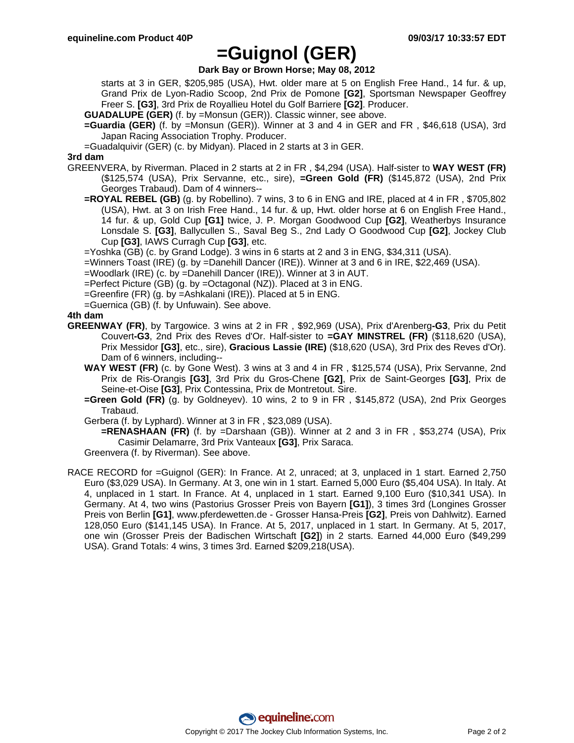# =Guignol (GER)

**Dark Bay or Brown Horse; May 08, 2012**

starts at 3 in GER, $205,985 (USA), Hwt. older mare at 5 on English Free Hand., 14 fur. & up, Grand Prix de Lyon-Radio Scoop, 2nd Prix de Pomone **[G2]**, Sportsman Newspaper Geoffrey Freer S. **[G3]**, 3rd Prix de Royallieu Hotel du Golf Barriere **[G2]**. Producer.

**GUADALUPE (GER)** (f. by =Monsun (GER)). Classic winner, see above.

**=Guardia (GER)** (f. by =Monsun (GER)). Winner at 3 and 4 in GER and FR , $46,618 (USA), 3rd Japan Racing Association Trophy. Producer.

=Guadalquivir (GER) (c. by Midyan). Placed in 2 starts at 3 in GER.

**3rd dam**

GREENVERA, by Riverman. Placed in 2 starts at 2 in FR , $4,294 (USA). Half-sister to **WAY WEST (FR)** ($125,574 (USA), Prix Servanne, etc., sire), **=Green Gold (FR)** ($145,872 (USA), 2nd Prix Georges Trabaud). Dam of 4 winners--

**=ROYAL REBEL (GB)** (g. by Robellino). 7 wins, 3 to 6 in ENG and IRE, placed at 4 in FR , $705,802 (USA), Hwt. at 3 on Irish Free Hand., 14 fur. & up, Hwt. older horse at 6 on English Free Hand., 14 fur. & up, Gold Cup **[G1]** twice, J. P. Morgan Goodwood Cup **[G2]**, Weatherbys Insurance Lonsdale S. **[G3]**, Ballycullen S., Saval Beg S., 2nd Lady O Goodwood Cup **[G2]**, Jockey Club Cup **[G3]**, IAWS Curragh Cup **[G3]**, etc.

=Yoshka (GB) (c. by Grand Lodge). 3 wins in 6 starts at 2 and 3 in ENG, $34,311 (USA).

=Winners Toast (IRE) (g. by =Danehill Dancer (IRE)). Winner at 3 and 6 in IRE, $22,469 (USA).

=Woodlark (IRE) (c. by =Danehill Dancer (IRE)). Winner at 3 in AUT.

=Perfect Picture (GB) (g. by =Octagonal (NZ)). Placed at 3 in ENG.

=Greenfire (FR) (g. by =Ashkalani (IRE)). Placed at 5 in ENG.

=Guernica (GB) (f. by Unfuwain). See above.

**4th dam**

**GREENWAY (FR)**, by Targowice. 3 wins at 2 in FR , $92,969 (USA), Prix d'Arenberg**-G3**, Prix du Petit Couvert**-G3**, 2nd Prix des Reves d'Or. Half-sister to **=GAY MINSTREL (FR)** ($118,620 (USA), Prix Messidor **[G3]**, etc., sire), **Gracious Lassie (IRE)** ($18,620 (USA), 3rd Prix des Reves d'Or). Dam of 6 winners, including--

**WAY WEST (FR)** (c. by Gone West). 3 wins at 3 and 4 in FR , $125,574 (USA), Prix Servanne, 2nd Prix de Ris-Orangis **[G3]**, 3rd Prix du Gros-Chene **[G2]**, Prix de Saint-Georges **[G3]**, Prix de Seine-et-Oise **[G3]**, Prix Contessina, Prix de Montretout. Sire.

**=Green Gold (FR)** (g. by Goldneyev). 10 wins, 2 to 9 in FR , $145,872 (USA), 2nd Prix Georges Trabaud.

Gerbera (f. by Lyphard). Winner at 3 in FR , $23,089 (USA).

**=RENASHAAN (FR)** (f. by =Darshaan (GB)). Winner at 2 and 3 in FR , $53,274 (USA), Prix Casimir Delamarre, 3rd Prix Vanteaux **[G3]**, Prix Saraca.

Greenvera (f. by Riverman). See above.

RACE RECORD for =Guignol (GER): In France. At 2, unraced; at 3, unplaced in 1 start. Earned 2,750 Euro ($3,029 USA). In Germany. At 3, one win in 1 start. Earned 5,000 Euro ($5,404 USA). In Italy. At 4, unplaced in 1 start. In France. At 4, unplaced in 1 start. Earned 9,100 Euro ($10,341 USA). In Germany. At 4, two wins (Pastorius Grosser Preis von Bayern **[G1]**), 3 times 3rd (Longines Grosser Preis von Berlin **[G1]**, www.pferdewetten.de - Grosser Hansa-Preis **[G2]**, Preis von Dahlwitz). Earned 128,050 Euro ($141,145 USA). In France. At 5, 2017, unplaced in 1 start. In Germany. At 5, 2017, one win (Grosser Preis der Badischen Wirtschaft **[G2]**) in 2 starts. Earned 44,000 Euro ($49,299 USA). Grand Totals: 4 wins, 3 times 3rd. Earned $209,218(USA).